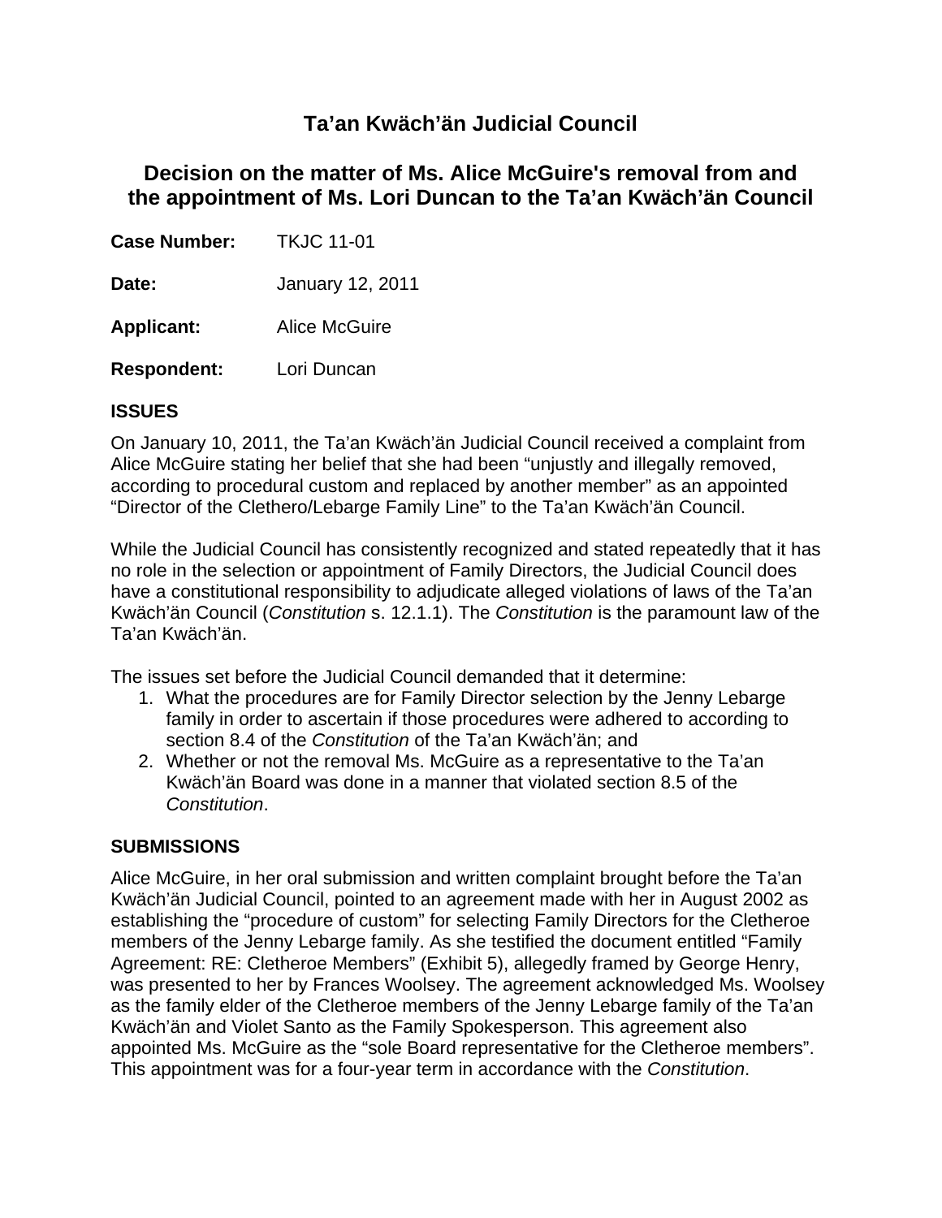# Ta'an Kwäch'än Judicial Council

## Decision on the matter of Ms. Alice McGuire's removal from and the appointment of Ms. Lori Duncan to the Ta'an Kwäch'än Council

**Case Number:** TKJC 11-01

**Date:** January 12, 2011

**Applicant:** Alice McGuire

**Respondent:** Lori Duncan

### ISSUES

On January 10, 2011, the Ta'an Kwäch'än Judicial Council received a complaint from Alice McGuire stating her belief that she had been "unjustly and illegally removed, according to procedural custom and replaced by another member" as an appointed "Director of the Clethero/Lebarge Family Line" to the Ta'an Kwäch'än Council.

While the Judicial Council has consistently recognized and stated repeatedly that it has no role in the selection or appointment of Family Directors, the Judicial Council does have a constitutional responsibility to adjudicate alleged violations of laws of the Ta'an Kwäch'än Council (*Constitution* s. 12.1.1). The *Constitution* is the paramount law of the Ta'an Kwäch'än.

The issues set before the Judicial Council demanded that it determine:

1. What the procedures are for Family Director selection by the Jenny Lebarge family in order to ascertain if those procedures were adhered to according to section 8.4 of the *Constitution* of the Ta'an Kwäch'än; and
2. Whether or not the removal Ms. McGuire as a representative to the Ta'an Kwäch'än Board was done in a manner that violated section 8.5 of the *Constitution*.

### SUBMISSIONS

Alice McGuire, in her oral submission and written complaint brought before the Ta'an Kwäch'än Judicial Council, pointed to an agreement made with her in August 2002 as establishing the "procedure of custom" for selecting Family Directors for the Cletheroe members of the Jenny Lebarge family. As she testified the document entitled "Family Agreement: RE: Cletheroe Members" (Exhibit 5), allegedly framed by George Henry, was presented to her by Frances Woolsey. The agreement acknowledged Ms. Woolsey as the family elder of the Cletheroe members of the Jenny Lebarge family of the Ta'an Kwäch'än and Violet Santo as the Family Spokesperson. This agreement also appointed Ms. McGuire as the "sole Board representative for the Cletheroe members". This appointment was for a four-year term in accordance with the *Constitution*.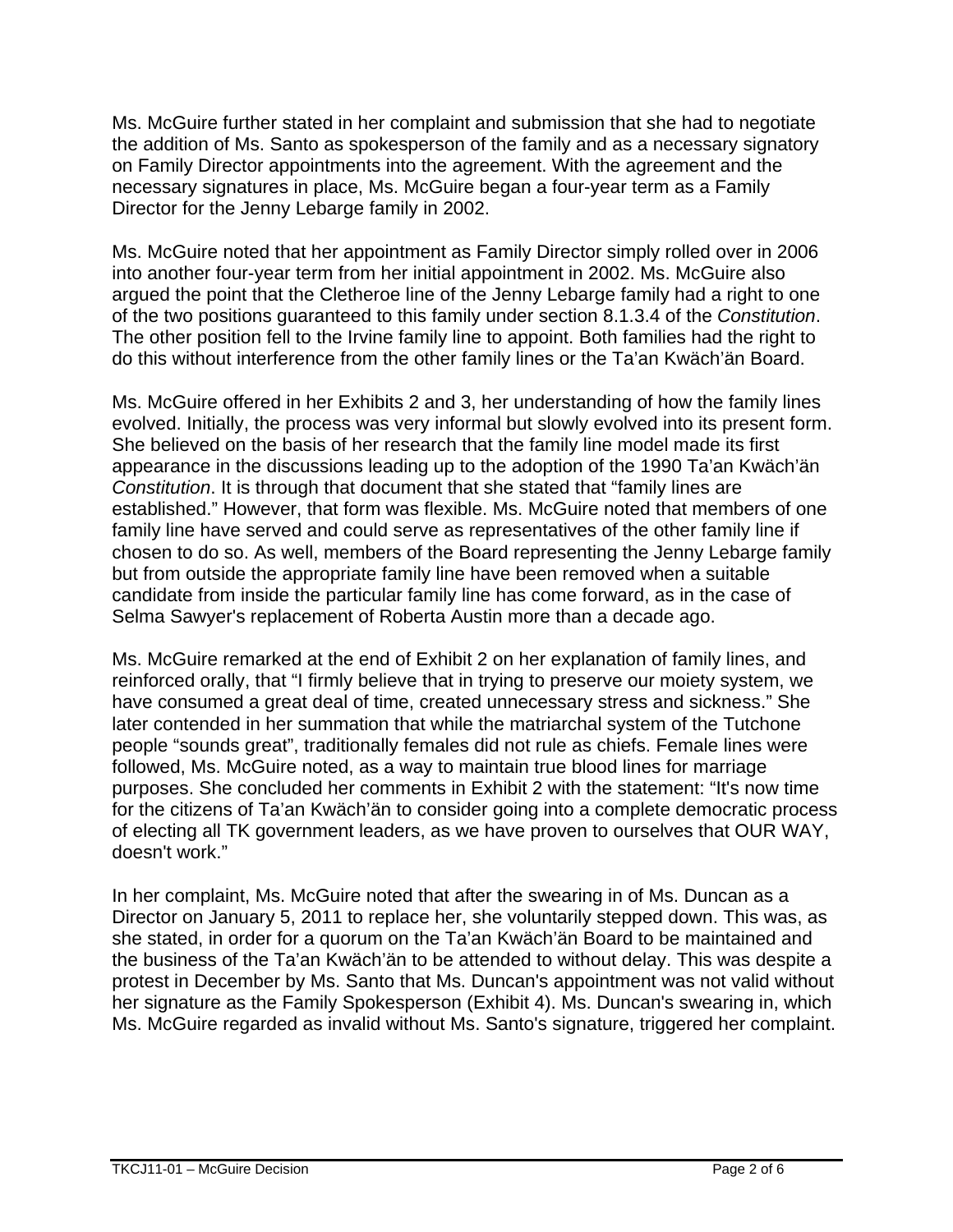Ms. McGuire further stated in her complaint and submission that she had to negotiate the addition of Ms. Santo as spokesperson of the family and as a necessary signatory on Family Director appointments into the agreement. With the agreement and the necessary signatures in place, Ms. McGuire began a four-year term as a Family Director for the Jenny Lebarge family in 2002.

Ms. McGuire noted that her appointment as Family Director simply rolled over in 2006 into another four-year term from her initial appointment in 2002. Ms. McGuire also argued the point that the Cletheroe line of the Jenny Lebarge family had a right to one of the two positions guaranteed to this family under section 8.1.3.4 of the *Constitution*. The other position fell to the Irvine family line to appoint. Both families had the right to do this without interference from the other family lines or the Ta'an Kwäch'än Board.

Ms. McGuire offered in her Exhibits 2 and 3, her understanding of how the family lines evolved. Initially, the process was very informal but slowly evolved into its present form. She believed on the basis of her research that the family line model made its first appearance in the discussions leading up to the adoption of the 1990 Ta'an Kwäch'än *Constitution*. It is through that document that she stated that "family lines are established." However, that form was flexible. Ms. McGuire noted that members of one family line have served and could serve as representatives of the other family line if chosen to do so. As well, members of the Board representing the Jenny Lebarge family but from outside the appropriate family line have been removed when a suitable candidate from inside the particular family line has come forward, as in the case of Selma Sawyer's replacement of Roberta Austin more than a decade ago.

Ms. McGuire remarked at the end of Exhibit 2 on her explanation of family lines, and reinforced orally, that "I firmly believe that in trying to preserve our moiety system, we have consumed a great deal of time, created unnecessary stress and sickness." She later contended in her summation that while the matriarchal system of the Tutchone people "sounds great", traditionally females did not rule as chiefs. Female lines were followed, Ms. McGuire noted, as a way to maintain true blood lines for marriage purposes. She concluded her comments in Exhibit 2 with the statement: "It's now time for the citizens of Ta'an Kwäch'än to consider going into a complete democratic process of electing all TK government leaders, as we have proven to ourselves that OUR WAY, doesn't work."

In her complaint, Ms. McGuire noted that after the swearing in of Ms. Duncan as a Director on January 5, 2011 to replace her, she voluntarily stepped down. This was, as she stated, in order for a quorum on the Ta'an Kwäch'än Board to be maintained and the business of the Ta'an Kwäch'än to be attended to without delay. This was despite a protest in December by Ms. Santo that Ms. Duncan's appointment was not valid without her signature as the Family Spokesperson (Exhibit 4). Ms. Duncan's swearing in, which Ms. McGuire regarded as invalid without Ms. Santo's signature, triggered her complaint.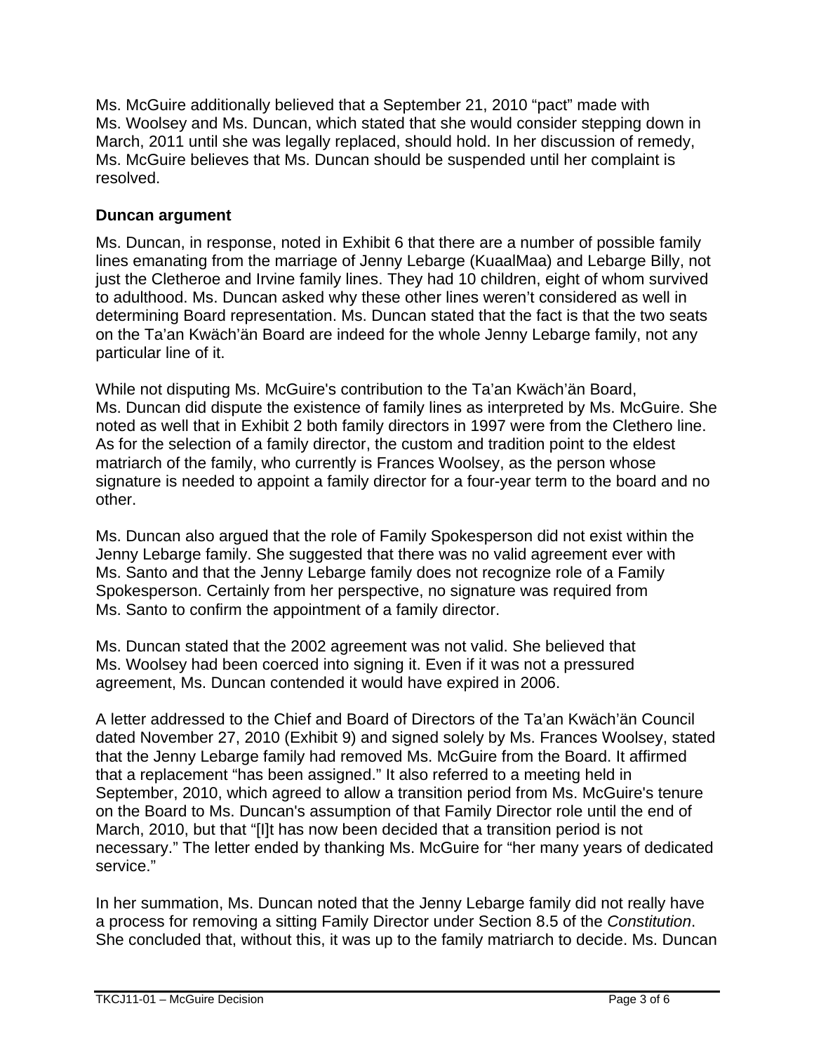Ms. McGuire additionally believed that a September 21, 2010 "pact" made with Ms. Woolsey and Ms. Duncan, which stated that she would consider stepping down in March, 2011 until she was legally replaced, should hold. In her discussion of remedy, Ms. McGuire believes that Ms. Duncan should be suspended until her complaint is resolved.

**Duncan argument**

Ms. Duncan, in response, noted in Exhibit 6 that there are a number of possible family lines emanating from the marriage of Jenny Lebarge (KuaalMaa) and Lebarge Billy, not just the Cletheroe and Irvine family lines. They had 10 children, eight of whom survived to adulthood. Ms. Duncan asked why these other lines weren't considered as well in determining Board representation. Ms. Duncan stated that the fact is that the two seats on the Ta'an Kwäch'än Board are indeed for the whole Jenny Lebarge family, not any particular line of it.

While not disputing Ms. McGuire's contribution to the Ta'an Kwäch'än Board, Ms. Duncan did dispute the existence of family lines as interpreted by Ms. McGuire. She noted as well that in Exhibit 2 both family directors in 1997 were from the Clethero line. As for the selection of a family director, the custom and tradition point to the eldest matriarch of the family, who currently is Frances Woolsey, as the person whose signature is needed to appoint a family director for a four-year term to the board and no other.

Ms. Duncan also argued that the role of Family Spokesperson did not exist within the Jenny Lebarge family. She suggested that there was no valid agreement ever with Ms. Santo and that the Jenny Lebarge family does not recognize role of a Family Spokesperson. Certainly from her perspective, no signature was required from Ms. Santo to confirm the appointment of a family director.

Ms. Duncan stated that the 2002 agreement was not valid. She believed that Ms. Woolsey had been coerced into signing it. Even if it was not a pressured agreement, Ms. Duncan contended it would have expired in 2006.

A letter addressed to the Chief and Board of Directors of the Ta'an Kwäch'än Council dated November 27, 2010 (Exhibit 9) and signed solely by Ms. Frances Woolsey, stated that the Jenny Lebarge family had removed Ms. McGuire from the Board. It affirmed that a replacement "has been assigned." It also referred to a meeting held in September, 2010, which agreed to allow a transition period from Ms. McGuire's tenure on the Board to Ms. Duncan's assumption of that Family Director role until the end of March, 2010, but that "[I]t has now been decided that a transition period is not necessary." The letter ended by thanking Ms. McGuire for "her many years of dedicated service."

In her summation, Ms. Duncan noted that the Jenny Lebarge family did not really have a process for removing a sitting Family Director under Section 8.5 of the *Constitution*. She concluded that, without this, it was up to the family matriarch to decide. Ms. Duncan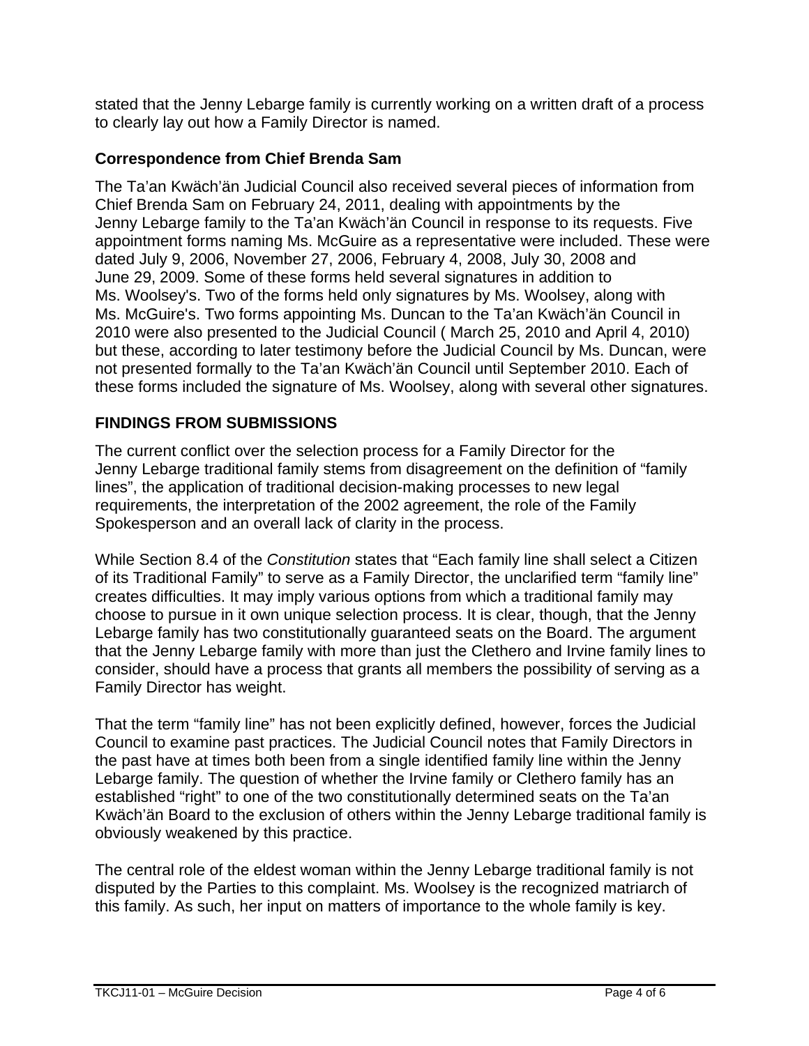stated that the Jenny Lebarge family is currently working on a written draft of a process to clearly lay out how a Family Director is named.

### Correspondence from Chief Brenda Sam

The Ta'an Kwäch'än Judicial Council also received several pieces of information from Chief Brenda Sam on February 24, 2011, dealing with appointments by the Jenny Lebarge family to the Ta'an Kwäch'än Council in response to its requests. Five appointment forms naming Ms. McGuire as a representative were included. These were dated July 9, 2006, November 27, 2006, February 4, 2008, July 30, 2008 and June 29, 2009. Some of these forms held several signatures in addition to Ms. Woolsey's. Two of the forms held only signatures by Ms. Woolsey, along with Ms. McGuire's. Two forms appointing Ms. Duncan to the Ta'an Kwäch'än Council in 2010 were also presented to the Judicial Council ( March 25, 2010 and April 4, 2010) but these, according to later testimony before the Judicial Council by Ms. Duncan, were not presented formally to the Ta'an Kwäch'än Council until September 2010. Each of these forms included the signature of Ms. Woolsey, along with several other signatures.

## FINDINGS FROM SUBMISSIONS

The current conflict over the selection process for a Family Director for the Jenny Lebarge traditional family stems from disagreement on the definition of "family lines", the application of traditional decision-making processes to new legal requirements, the interpretation of the 2002 agreement, the role of the Family Spokesperson and an overall lack of clarity in the process.

While Section 8.4 of the *Constitution* states that "Each family line shall select a Citizen of its Traditional Family" to serve as a Family Director, the unclarified term "family line" creates difficulties. It may imply various options from which a traditional family may choose to pursue in it own unique selection process. It is clear, though, that the Jenny Lebarge family has two constitutionally guaranteed seats on the Board. The argument that the Jenny Lebarge family with more than just the Clethero and Irvine family lines to consider, should have a process that grants all members the possibility of serving as a Family Director has weight.

That the term "family line" has not been explicitly defined, however, forces the Judicial Council to examine past practices. The Judicial Council notes that Family Directors in the past have at times both been from a single identified family line within the Jenny Lebarge family. The question of whether the Irvine family or Clethero family has an established "right" to one of the two constitutionally determined seats on the Ta'an Kwäch'än Board to the exclusion of others within the Jenny Lebarge traditional family is obviously weakened by this practice.

The central role of the eldest woman within the Jenny Lebarge traditional family is not disputed by the Parties to this complaint. Ms. Woolsey is the recognized matriarch of this family. As such, her input on matters of importance to the whole family is key.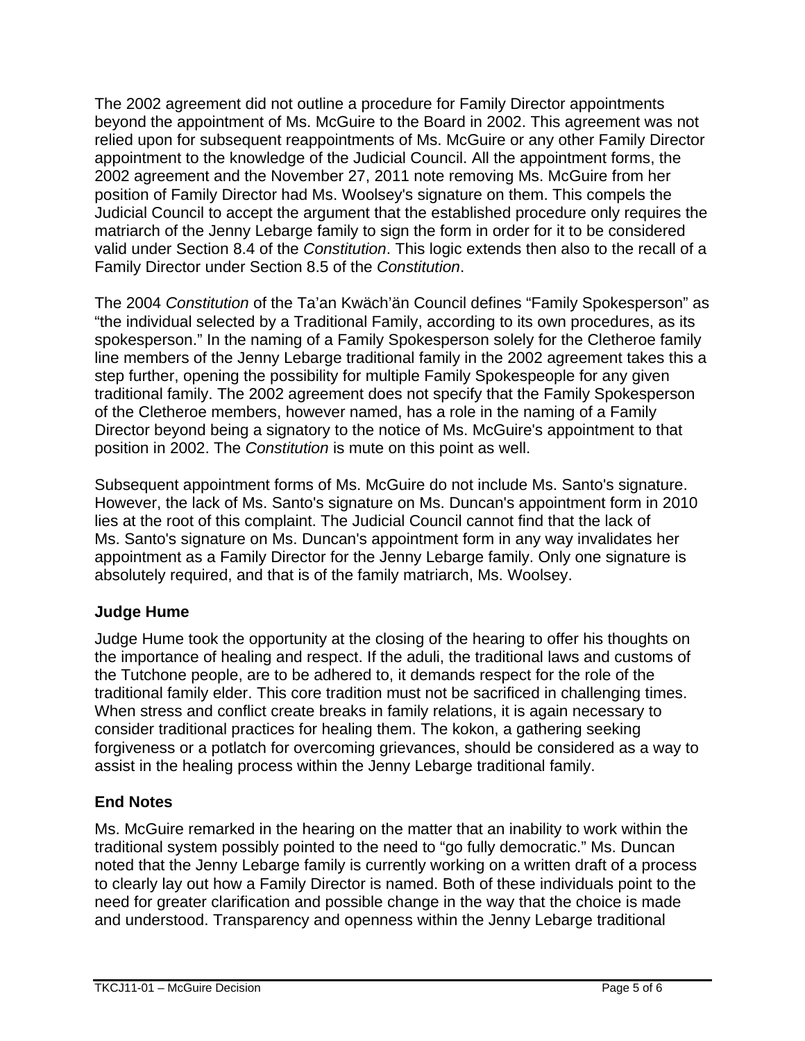The 2002 agreement did not outline a procedure for Family Director appointments beyond the appointment of Ms. McGuire to the Board in 2002. This agreement was not relied upon for subsequent reappointments of Ms. McGuire or any other Family Director appointment to the knowledge of the Judicial Council. All the appointment forms, the 2002 agreement and the November 27, 2011 note removing Ms. McGuire from her position of Family Director had Ms. Woolsey's signature on them. This compels the Judicial Council to accept the argument that the established procedure only requires the matriarch of the Jenny Lebarge family to sign the form in order for it to be considered valid under Section 8.4 of the *Constitution*. This logic extends then also to the recall of a Family Director under Section 8.5 of the *Constitution*.

The 2004 *Constitution* of the Ta'an Kwäch'än Council defines "Family Spokesperson" as "the individual selected by a Traditional Family, according to its own procedures, as its spokesperson." In the naming of a Family Spokesperson solely for the Cletheroe family line members of the Jenny Lebarge traditional family in the 2002 agreement takes this a step further, opening the possibility for multiple Family Spokespeople for any given traditional family. The 2002 agreement does not specify that the Family Spokesperson of the Cletheroe members, however named, has a role in the naming of a Family Director beyond being a signatory to the notice of Ms. McGuire's appointment to that position in 2002. The *Constitution* is mute on this point as well.

Subsequent appointment forms of Ms. McGuire do not include Ms. Santo's signature. However, the lack of Ms. Santo's signature on Ms. Duncan's appointment form in 2010 lies at the root of this complaint. The Judicial Council cannot find that the lack of Ms. Santo's signature on Ms. Duncan's appointment form in any way invalidates her appointment as a Family Director for the Jenny Lebarge family. Only one signature is absolutely required, and that is of the family matriarch, Ms. Woolsey.

## Judge Hume

Judge Hume took the opportunity at the closing of the hearing to offer his thoughts on the importance of healing and respect. If the aduli, the traditional laws and customs of the Tutchone people, are to be adhered to, it demands respect for the role of the traditional family elder. This core tradition must not be sacrificed in challenging times. When stress and conflict create breaks in family relations, it is again necessary to consider traditional practices for healing them. The kokon, a gathering seeking forgiveness or a potlatch for overcoming grievances, should be considered as a way to assist in the healing process within the Jenny Lebarge traditional family.

## End Notes

Ms. McGuire remarked in the hearing on the matter that an inability to work within the traditional system possibly pointed to the need to "go fully democratic." Ms. Duncan noted that the Jenny Lebarge family is currently working on a written draft of a process to clearly lay out how a Family Director is named. Both of these individuals point to the need for greater clarification and possible change in the way that the choice is made and understood. Transparency and openness within the Jenny Lebarge traditional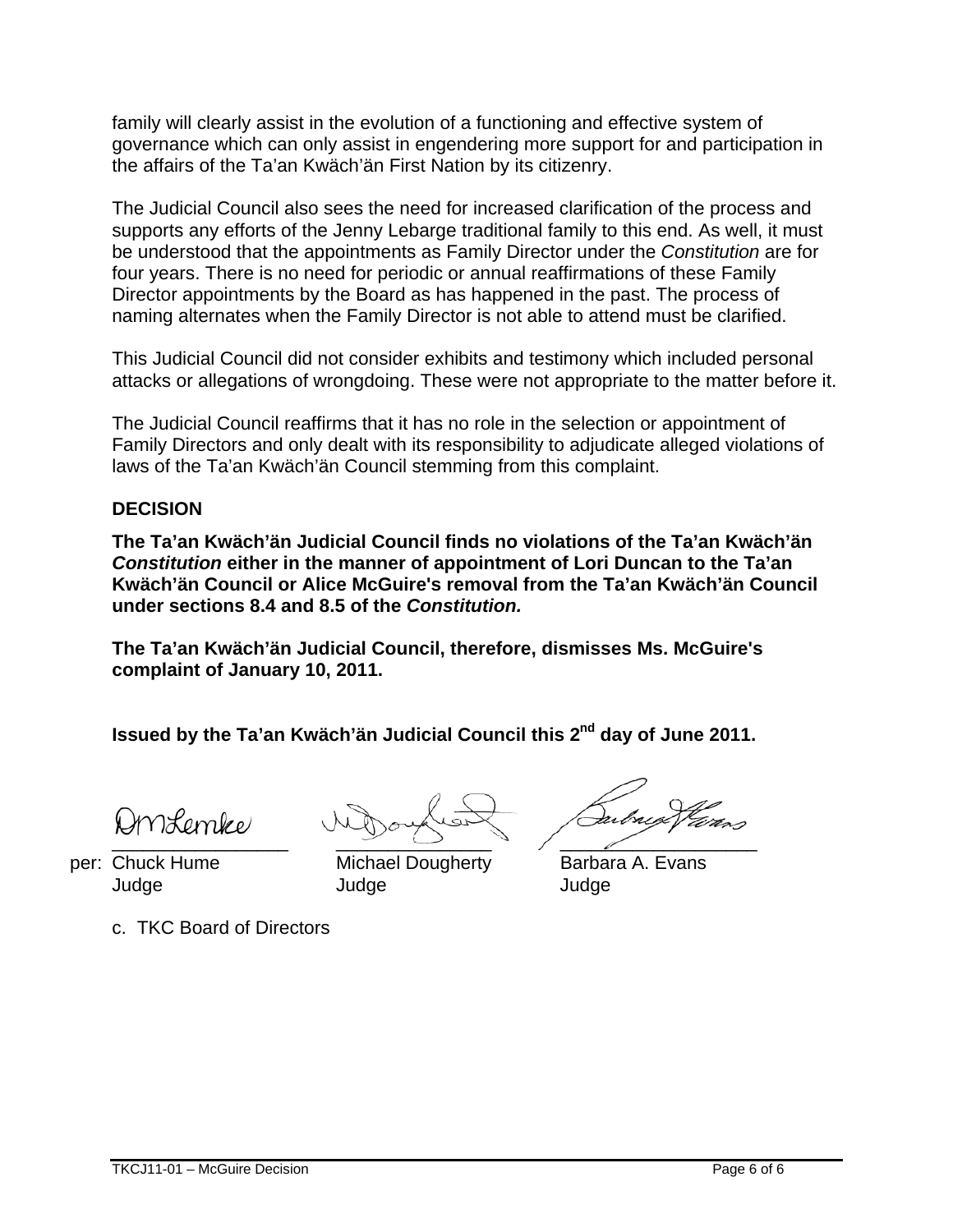family will clearly assist in the evolution of a functioning and effective system of governance which can only assist in engendering more support for and participation in the affairs of the Ta'an Kwäch'än First Nation by its citizenry.

The Judicial Council also sees the need for increased clarification of the process and supports any efforts of the Jenny Lebarge traditional family to this end. As well, it must be understood that the appointments as Family Director under the *Constitution* are for four years. There is no need for periodic or annual reaffirmations of these Family Director appointments by the Board as has happened in the past. The process of naming alternates when the Family Director is not able to attend must be clarified.

This Judicial Council did not consider exhibits and testimony which included personal attacks or allegations of wrongdoing. These were not appropriate to the matter before it.

The Judicial Council reaffirms that it has no role in the selection or appointment of Family Directors and only dealt with its responsibility to adjudicate alleged violations of laws of the Ta'an Kwäch'än Council stemming from this complaint.

## DECISION

**The Ta'an Kwäch'än Judicial Council finds no violations of the Ta'an Kwäch'än *Constitution* either in the manner of appointment of Lori Duncan to the Ta'an Kwäch'än Council or Alice McGuire's removal from the Ta'an Kwäch'än Council under sections 8.4 and 8.5 of the *Constitution.***

**The Ta'an Kwäch'än Judicial Council, therefore, dismisses Ms. McGuire's complaint of January 10, 2011.**

**Issued by the Ta'an Kwäch'än Judicial Council this 2nd day of June 2011.**

| | | |
|---|---|---|
| per: Chuck Hume | Michael Dougherty | Barbara A. Evans |
| Judge | Judge | Judge |

c. TKC Board of Directors